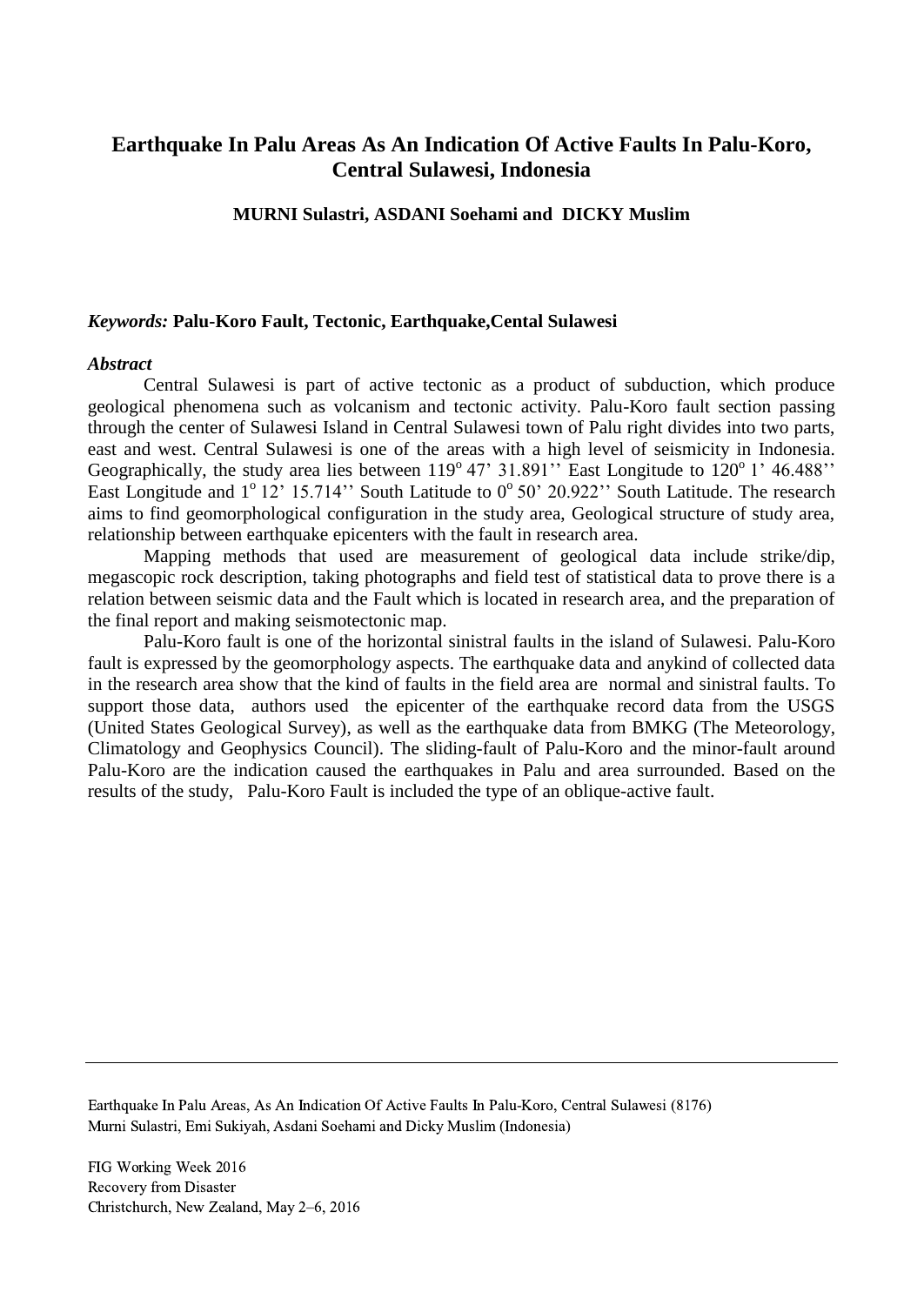# Earthquake In Palu Areas As An Indication Of Active Faults In Palu-Koro, Central Sulawesi, Indonesia

**MURNI Sulastri, ASDANI Soehami and DICKY Muslim**

***Keywords:*** **Palu-Koro Fault, Tectonic, Earthquake,Cental Sulawesi**

## *Abstract*

Central Sulawesi is part of active tectonic as a product of subduction, which produce geological phenomena such as volcanism and tectonic activity. Palu-Koro fault section passing through the center of Sulawesi Island in Central Sulawesi town of Palu right divides into two parts, east and west. Central Sulawesi is one of the areas with a high level of seismicity in Indonesia. Geographically, the study area lies between 119$^{o}$ 47' 31.891'' East Longitude to 120$^{o}$ 1' 46.488'' East Longitude and 1$^{o}$ 12' 15.714'' South Latitude to 0$^{o}$ 50' 20.922'' South Latitude. The research aims to find geomorphological configuration in the study area, Geological structure of study area, relationship between earthquake epicenters with the fault in research area.

Mapping methods that used are measurement of geological data include strike/dip, megascopic rock description, taking photographs and field test of statistical data to prove there is a relation between seismic data and the Fault which is located in research area, and the preparation of the final report and making seismotectonic map.

Palu-Koro fault is one of the horizontal sinistral faults in the island of Sulawesi. Palu-Koro fault is expressed by the geomorphology aspects. The earthquake data and anykind of collected data in the research area show that the kind of faults in the field area are normal and sinistral faults. To support those data, authors used the epicenter of the earthquake record data from the USGS (United States Geological Survey), as well as the earthquake data from BMKG (The Meteorology, Climatology and Geophysics Council). The sliding-fault of Palu-Koro and the minor-fault around Palu-Koro are the indication caused the earthquakes in Palu and area surrounded. Based on the results of the study, Palu-Koro Fault is included the type of an oblique-active fault.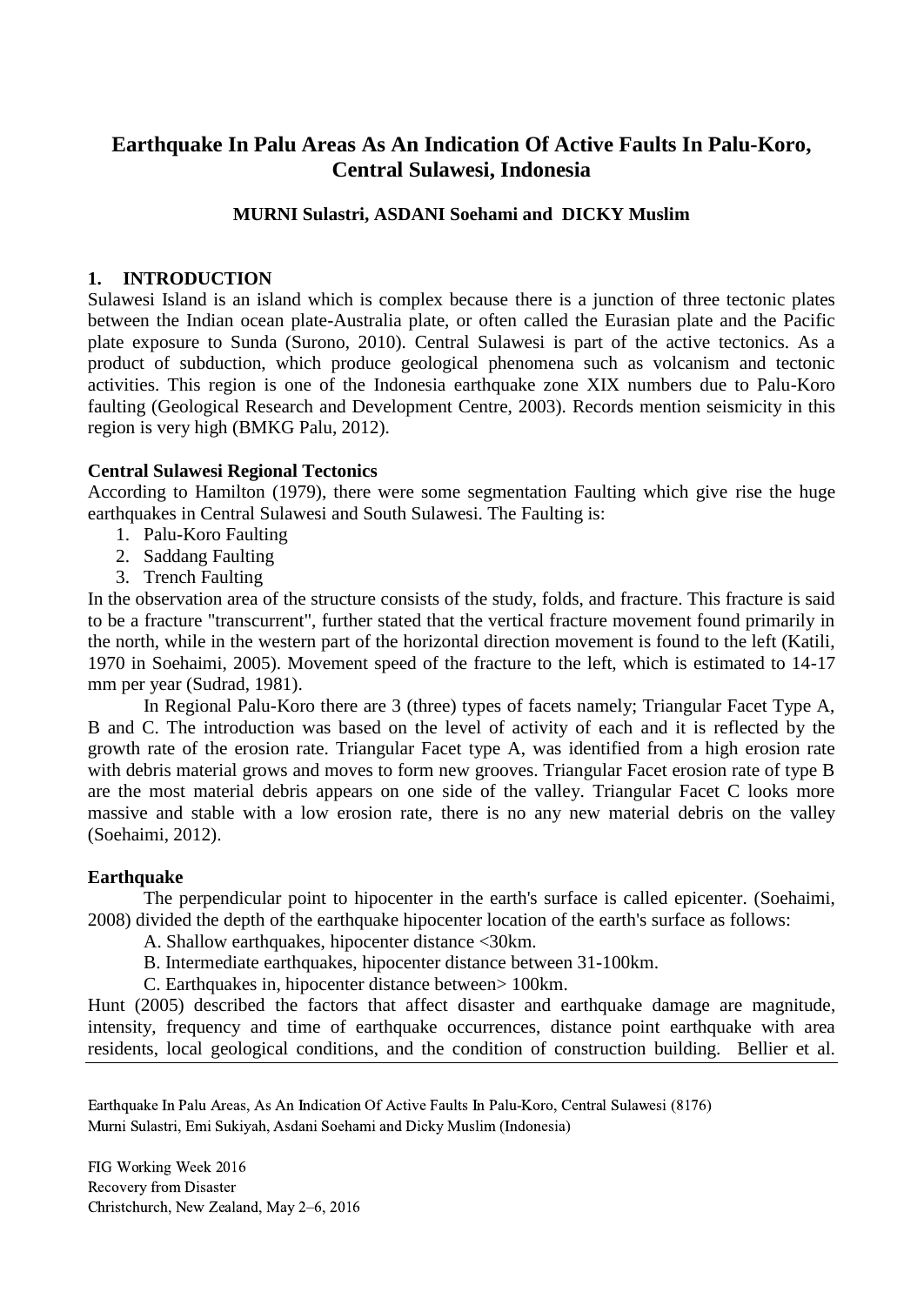# Earthquake In Palu Areas As An Indication Of Active Faults In Palu-Koro, Central Sulawesi, Indonesia

**MURNI Sulastri, ASDANI Soehami and DICKY Muslim**

## 1. INTRODUCTION

Sulawesi Island is an island which is complex because there is a junction of three tectonic plates between the Indian ocean plate-Australia plate, or often called the Eurasian plate and the Pacific plate exposure to Sunda (Surono, 2010). Central Sulawesi is part of the active tectonics. As a product of subduction, which produce geological phenomena such as volcanism and tectonic activities. This region is one of the Indonesia earthquake zone XIX numbers due to Palu-Koro faulting (Geological Research and Development Centre, 2003). Records mention seismicity in this region is very high (BMKG Palu, 2012).

### Central Sulawesi Regional Tectonics

According to Hamilton (1979), there were some segmentation Faulting which give rise the huge earthquakes in Central Sulawesi and South Sulawesi. The Faulting is:

1. Palu-Koro Faulting
2. Saddang Faulting
3. Trench Faulting

In the observation area of the structure consists of the study, folds, and fracture. This fracture is said to be a fracture "transcurrent", further stated that the vertical fracture movement found primarily in the north, while in the western part of the horizontal direction movement is found to the left (Katili, 1970 in Soehaimi, 2005). Movement speed of the fracture to the left, which is estimated to 14-17 mm per year (Sudrad, 1981).

In Regional Palu-Koro there are 3 (three) types of facets namely; Triangular Facet Type A, B and C. The introduction was based on the level of activity of each and it is reflected by the growth rate of the erosion rate. Triangular Facet type A, was identified from a high erosion rate with debris material grows and moves to form new grooves. Triangular Facet erosion rate of type B are the most material debris appears on one side of the valley. Triangular Facet C looks more massive and stable with a low erosion rate, there is no any new material debris on the valley (Soehaimi, 2012).

### Earthquake

The perpendicular point to hipocenter in the earth's surface is called epicenter. (Soehaimi, 2008) divided the depth of the earthquake hipocenter location of the earth's surface as follows:

A. Shallow earthquakes, hipocenter distance <30km.

B. Intermediate earthquakes, hipocenter distance between 31-100km.

C. Earthquakes in, hipocenter distance between> 100km.

Hunt (2005) described the factors that affect disaster and earthquake damage are magnitude, intensity, frequency and time of earthquake occurrences, distance point earthquake with area residents, local geological conditions, and the condition of construction building. Bellier et al.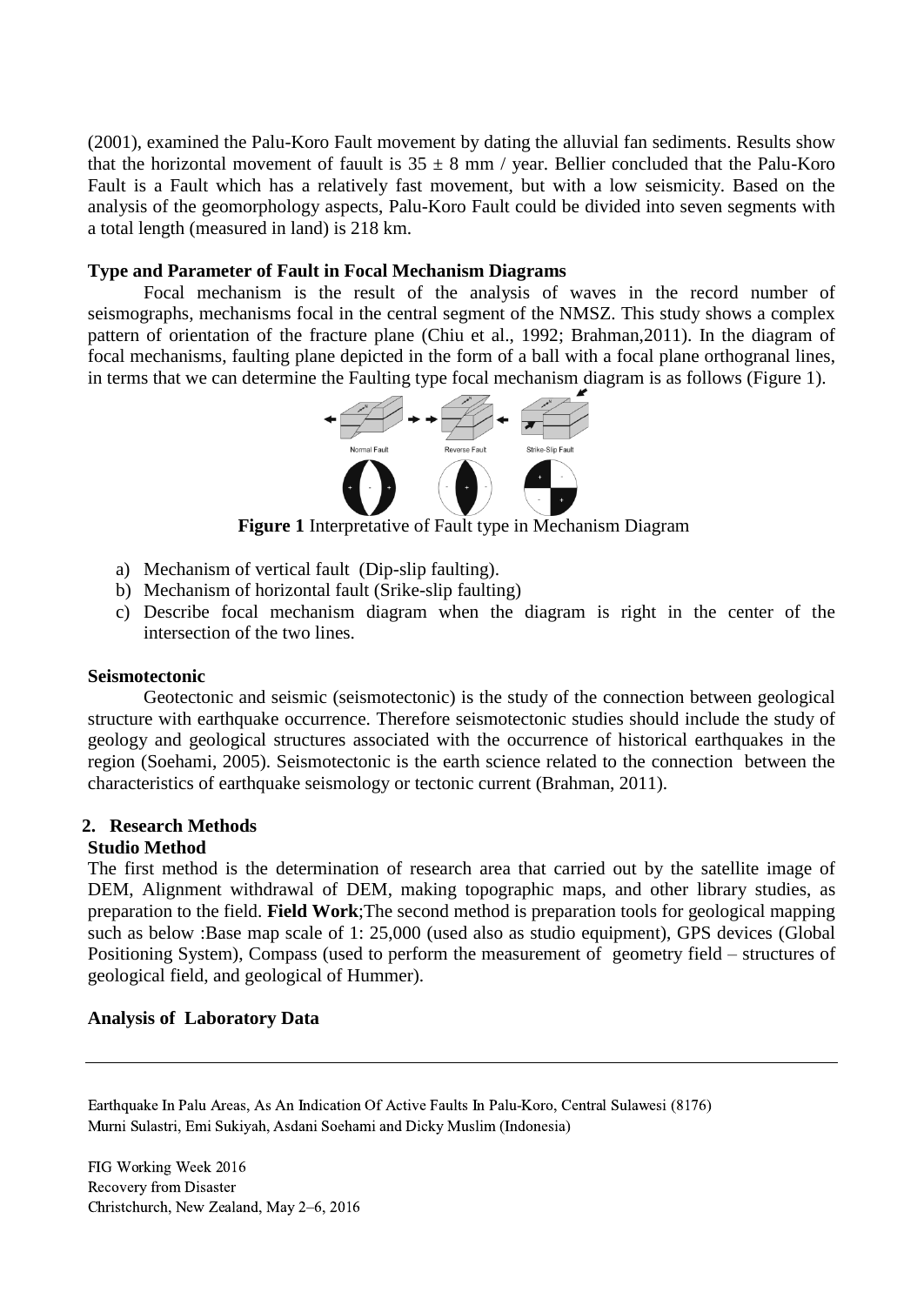(2001), examined the Palu-Koro Fault movement by dating the alluvial fan sediments. Results show that the horizontal movement of fauult is $35 \pm 8$ mm / year. Bellier concluded that the Palu-Koro Fault is a Fault which has a relatively fast movement, but with a low seismicity. Based on the analysis of the geomorphology aspects, Palu-Koro Fault could be divided into seven segments with a total length (measured in land) is 218 km.

### Type and Parameter of Fault in Focal Mechanism Diagrams

Focal mechanism is the result of the analysis of waves in the record number of seismographs, mechanisms focal in the central segment of the NMSZ. This study shows a complex pattern of orientation of the fracture plane (Chiu et al., 1992; Brahman,2011). In the diagram of focal mechanisms, faulting plane depicted in the form of a ball with a focal plane orthogranal lines, in terms that we can determine the Faulting type focal mechanism diagram is as follows (Figure 1).

**Figure 1** Interpretative of Fault type in Mechanism Diagram

a) Mechanism of vertical fault (Dip-slip faulting).
b) Mechanism of horizontal fault (Srike-slip faulting)
c) Describe focal mechanism diagram when the diagram is right in the center of the intersection of the two lines.

### Seismotectonic

Geotectonic and seismic (seismotectonic) is the study of the connection between geological structure with earthquake occurrence. Therefore seismotectonic studies should include the study of geology and geological structures associated with the occurrence of historical earthquakes in the region (Soehami, 2005). Seismotectonic is the earth science related to the connection between the characteristics of earthquake seismology or tectonic current (Brahman, 2011).

## 2. Research Methods

### Studio Method

The first method is the determination of research area that carried out by the satellite image of DEM, Alignment withdrawal of DEM, making topographic maps, and other library studies, as preparation to the field. **Field Work**;The second method is preparation tools for geological mapping such as below :Base map scale of 1: 25,000 (used also as studio equipment), GPS devices (Global Positioning System), Compass (used to perform the measurement of geometry field – structures of geological field, and geological of Hummer).

### Analysis of Laboratory Data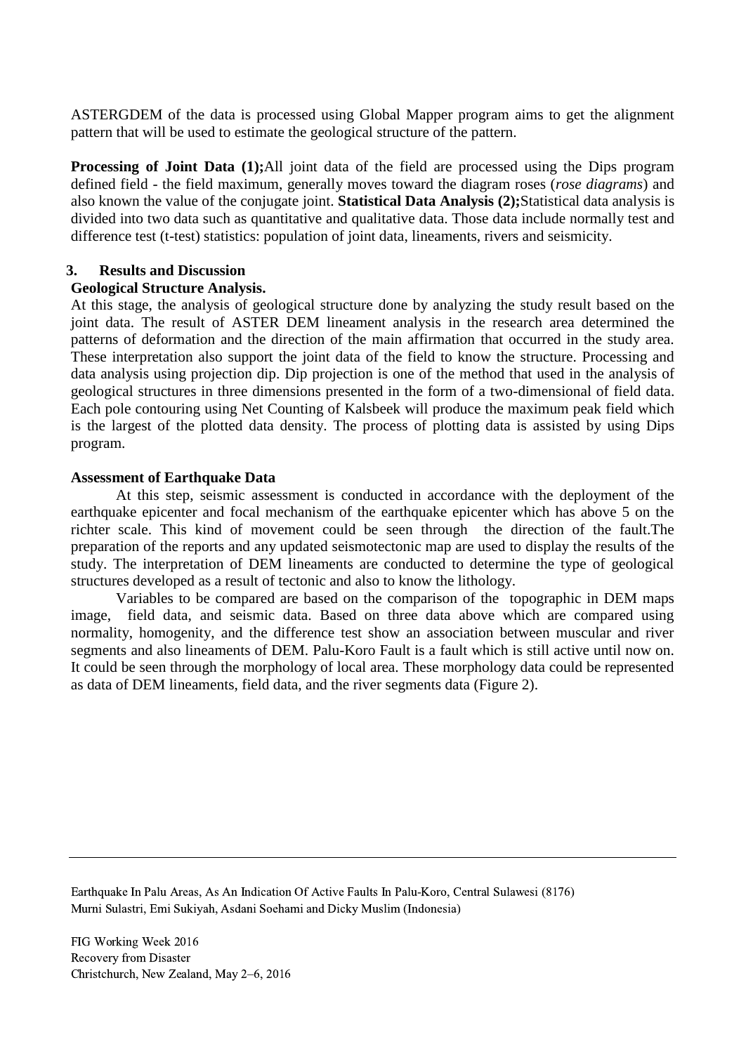ASTERGDEM of the data is processed using Global Mapper program aims to get the alignment pattern that will be used to estimate the geological structure of the pattern.

**Processing of Joint Data (1);**All joint data of the field are processed using the Dips program defined field - the field maximum, generally moves toward the diagram roses (*rose diagrams*) and also known the value of the conjugate joint. **Statistical Data Analysis (2);**Statistical data analysis is divided into two data such as quantitative and qualitative data. Those data include normally test and difference test (t-test) statistics: population of joint data, lineaments, rivers and seismicity.

## 3. Results and Discussion

### Geological Structure Analysis.

At this stage, the analysis of geological structure done by analyzing the study result based on the joint data. The result of ASTER DEM lineament analysis in the research area determined the patterns of deformation and the direction of the main affirmation that occurred in the study area. These interpretation also support the joint data of the field to know the structure. Processing and data analysis using projection dip. Dip projection is one of the method that used in the analysis of geological structures in three dimensions presented in the form of a two-dimensional of field data. Each pole contouring using Net Counting of Kalsbeek will produce the maximum peak field which is the largest of the plotted data density. The process of plotting data is assisted by using Dips program.

### Assessment of Earthquake Data

At this step, seismic assessment is conducted in accordance with the deployment of the earthquake epicenter and focal mechanism of the earthquake epicenter which has above 5 on the richter scale. This kind of movement could be seen through the direction of the fault.The preparation of the reports and any updated seismotectonic map are used to display the results of the study. The interpretation of DEM lineaments are conducted to determine the type of geological structures developed as a result of tectonic and also to know the lithology.

Variables to be compared are based on the comparison of the topographic in DEM maps image, field data, and seismic data. Based on three data above which are compared using normality, homogenity, and the difference test show an association between muscular and river segments and also lineaments of DEM. Palu-Koro Fault is a fault which is still active until now on. It could be seen through the morphology of local area. These morphology data could be represented as data of DEM lineaments, field data, and the river segments data (Figure 2).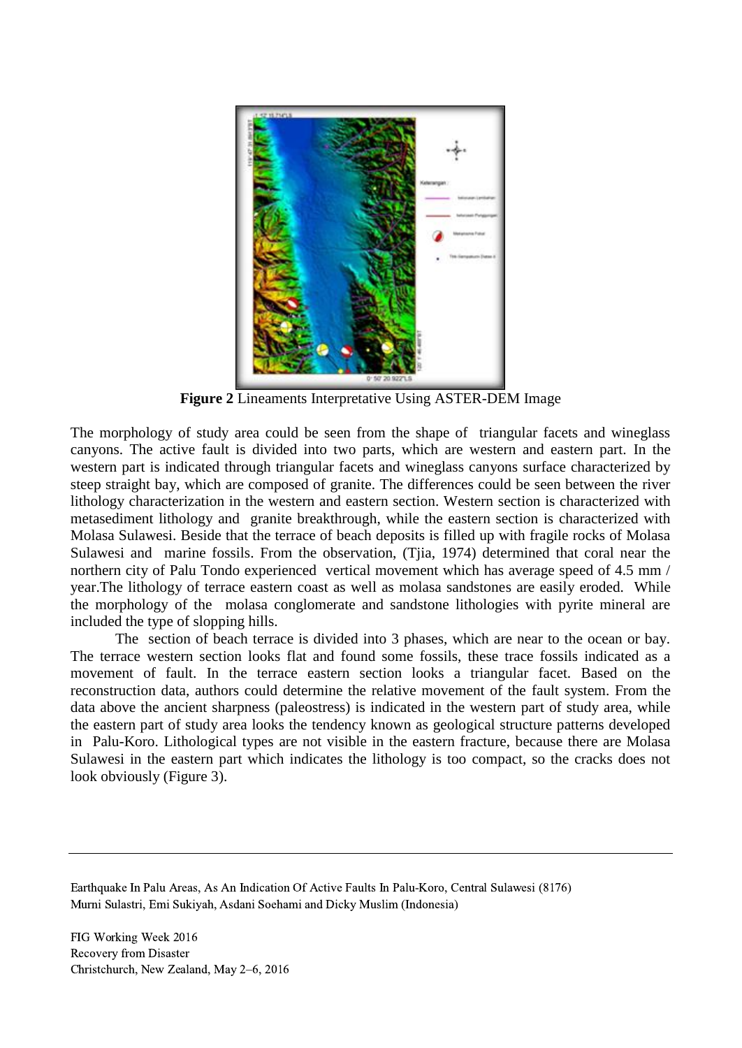**Figure 2** Lineaments Interpretative Using ASTER-DEM Image

The morphology of study area could be seen from the shape of triangular facets and wineglass canyons. The active fault is divided into two parts, which are western and eastern part. In the western part is indicated through triangular facets and wineglass canyons surface characterized by steep straight bay, which are composed of granite. The differences could be seen between the river lithology characterization in the western and eastern section. Western section is characterized with metasediment lithology and granite breakthrough, while the eastern section is characterized with Molasa Sulawesi. Beside that the terrace of beach deposits is filled up with fragile rocks of Molasa Sulawesi and marine fossils. From the observation, (Tjia, 1974) determined that coral near the northern city of Palu Tondo experienced vertical movement which has average speed of 4.5 mm / year.The lithology of terrace eastern coast as well as molasa sandstones are easily eroded. While the morphology of the molasa conglomerate and sandstone lithologies with pyrite mineral are included the type of slopping hills.

The section of beach terrace is divided into 3 phases, which are near to the ocean or bay. The terrace western section looks flat and found some fossils, these trace fossils indicated as a movement of fault. In the terrace eastern section looks a triangular facet. Based on the reconstruction data, authors could determine the relative movement of the fault system. From the data above the ancient sharpness (paleostress) is indicated in the western part of study area, while the eastern part of study area looks the tendency known as geological structure patterns developed in Palu-Koro. Lithological types are not visible in the eastern fracture, because there are Molasa Sulawesi in the eastern part which indicates the lithology is too compact, so the cracks does not look obviously (Figure 3).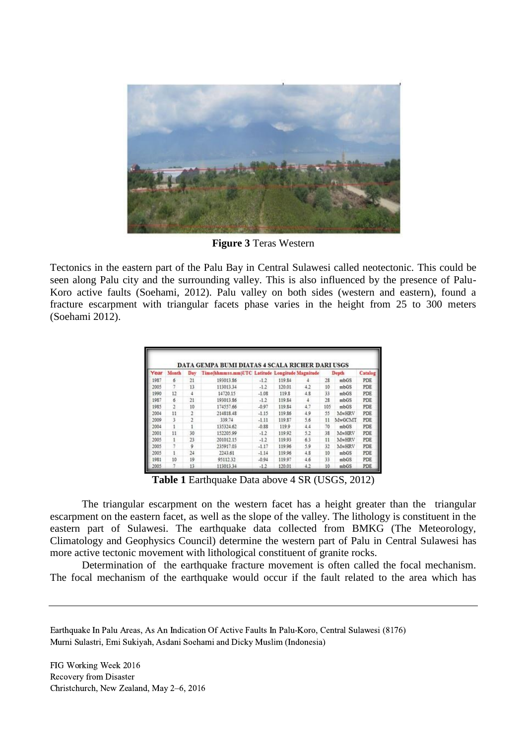**Figure 3** Teras Western

Tectonics in the eastern part of the Palu Bay in Central Sulawesi called neotectonic. This could be seen along Palu city and the surrounding valley. This is also influenced by the presence of Palu-Koro active faults (Soehami, 2012). Palu valley on both sides (western and eastern), found a fracture escarpment with triangular facets phase varies in the height from 25 to 300 meters (Soehami 2012).

| DATA GEMPA BUMI DIATAS 4 SCALA RICHER DARI USGS | | | | | | | | | |
|---|---|---|---|---|---|---|---|---|---|
| Year | Month | Day | Time(hhmmss.mm)UTC | Latitude | Longitude | Magnitude | Depth | | Catalog |
| 1987 | 6 | 21 | 193013.86 | -1.2 | 119.84 | 4 | 28 | mbGS | PDE |
| 2005 | 7 | 13 | 113013.34 | -1.2 | 120.01 | 4.2 | 10 | mbGS | PDE |
| 1990 | 12 | 4 | 14720.15 | -1.08 | 119.8 | 4.8 | 33 | mbGS | PDE |
| 1987 | 6 | 21 | 193013.86 | -1.2 | 119.84 | 4 | 28 | mbGS | PDE |
| 1985 | 2 | 10 | 174557.66 | -0.97 | 119.84 | 4.7 | 105 | mbGS | PDE |
| 2004 | 11 | 2 | 214818.48 | -1.15 | 119.86 | 4.9 | 55 | MwHRV | PDE |
| 2009 | 3 | 2 | 339.74 | -1.11 | 119.87 | 5.6 | 11 | MwGCMT | PDE |
| 2004 | 1 | 1 | 135324.62 | -0.88 | 119.9 | 4.4 | 70 | mbGS | PDE |
| 2001 | 11 | 30 | 152205.99 | -1.2 | 119.92 | 5.2 | 38 | MwHRV | PDE |
| 2005 | 1 | 23 | 201012.15 | -1.2 | 119.93 | 6.3 | 11 | MwHRV | PDE |
| 2005 | 7 | 9 | 235917.03 | -1.17 | 119.96 | 5.9 | 32 | MwHRV | PDE |
| 2005 | 1 | 24 | 2243.61 | -1.14 | 119.96 | 4.8 | 10 | mbGS | PDE |
| 1981 | 10 | 19 | 95112.32 | -0.94 | 119.97 | 4.6 | 33 | mbGS | PDE |
| 2005 | 7 | 13 | 113013.34 | -1.2 | 120.01 | 4.2 | 10 | mbGS | PDE |

**Table 1** Earthquake Data above 4 SR (USGS, 2012)

The triangular escarpment on the western facet has a height greater than the triangular escarpment on the eastern facet, as well as the slope of the valley. The lithology is constituent in the eastern part of Sulawesi. The earthquake data collected from BMKG (The Meteorology, Climatology and Geophysics Council) determine the western part of Palu in Central Sulawesi has more active tectonic movement with lithological constituent of granite rocks.

Determination of the earthquake fracture movement is often called the focal mechanism. The focal mechanism of the earthquake would occur if the fault related to the area which has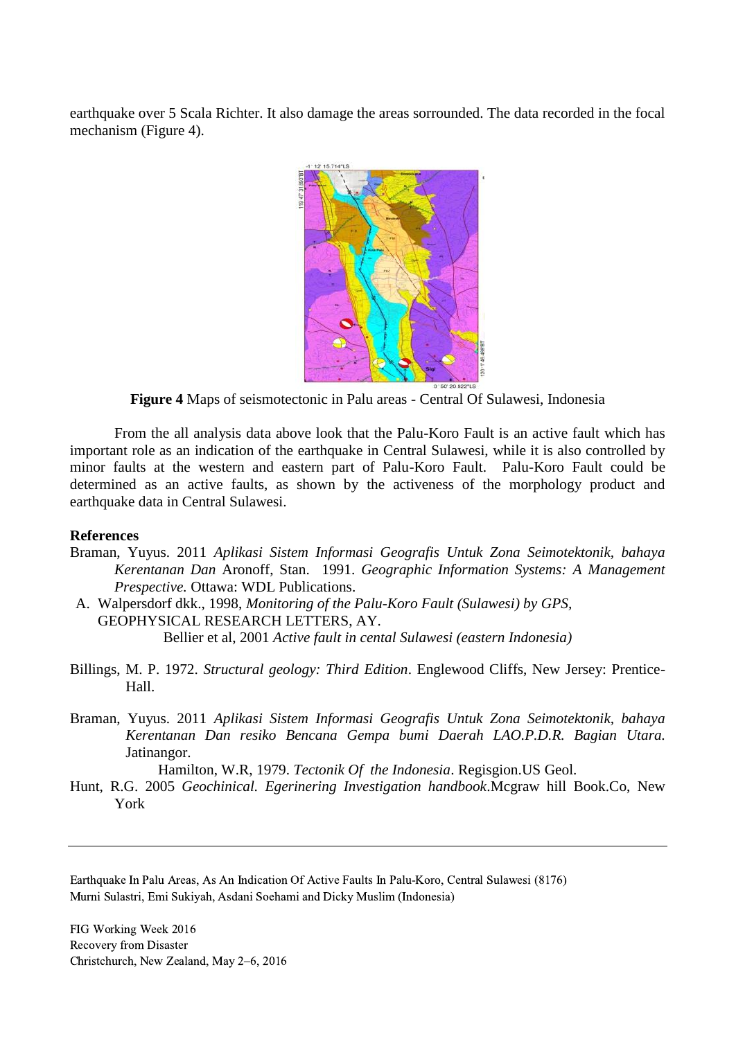earthquake over 5 Scala Richter. It also damage the areas sorrounded. The data recorded in the focal mechanism (Figure 4).

**Figure 4** Maps of seismotectonic in Palu areas - Central Of Sulawesi, Indonesia

From the all analysis data above look that the Palu-Koro Fault is an active fault which has important role as an indication of the earthquake in Central Sulawesi, while it is also controlled by minor faults at the western and eastern part of Palu-Koro Fault. Palu-Koro Fault could be determined as an active faults, as shown by the activeness of the morphology product and earthquake data in Central Sulawesi.

**References**

Braman, Yuyus. 2011 *Aplikasi Sistem Informasi Geografis Untuk Zona Seimotektonik, bahaya Kerentanan Dan* Aronoff, Stan. 1991. *Geographic Information Systems: A Management Prespective.* Ottawa: WDL Publications.

A. Walpersdorf dkk., 1998, *Monitoring of the Palu-Koro Fault (Sulawesi) by GPS,* GEOPHYSICAL RESEARCH LETTERS, AY.

Bellier et al, 2001 *Active fault in cental Sulawesi (eastern Indonesia)*

Billings, M. P. 1972. *Structural geology: Third Edition*. Englewood Cliffs, New Jersey: Prentice-Hall.

Braman, Yuyus. 2011 *Aplikasi Sistem Informasi Geografis Untuk Zona Seimotektonik, bahaya Kerentanan Dan resiko Bencana Gempa bumi Daerah LAO.P.D.R. Bagian Utara.* Jatinangor.

Hamilton, W.R, 1979. *Tectonik Of the Indonesia*. Regisgion.US Geol.

Hunt, R.G. 2005 *Geochinical. Egerinering Investigation handbook*.Mcgraw hill Book.Co, New York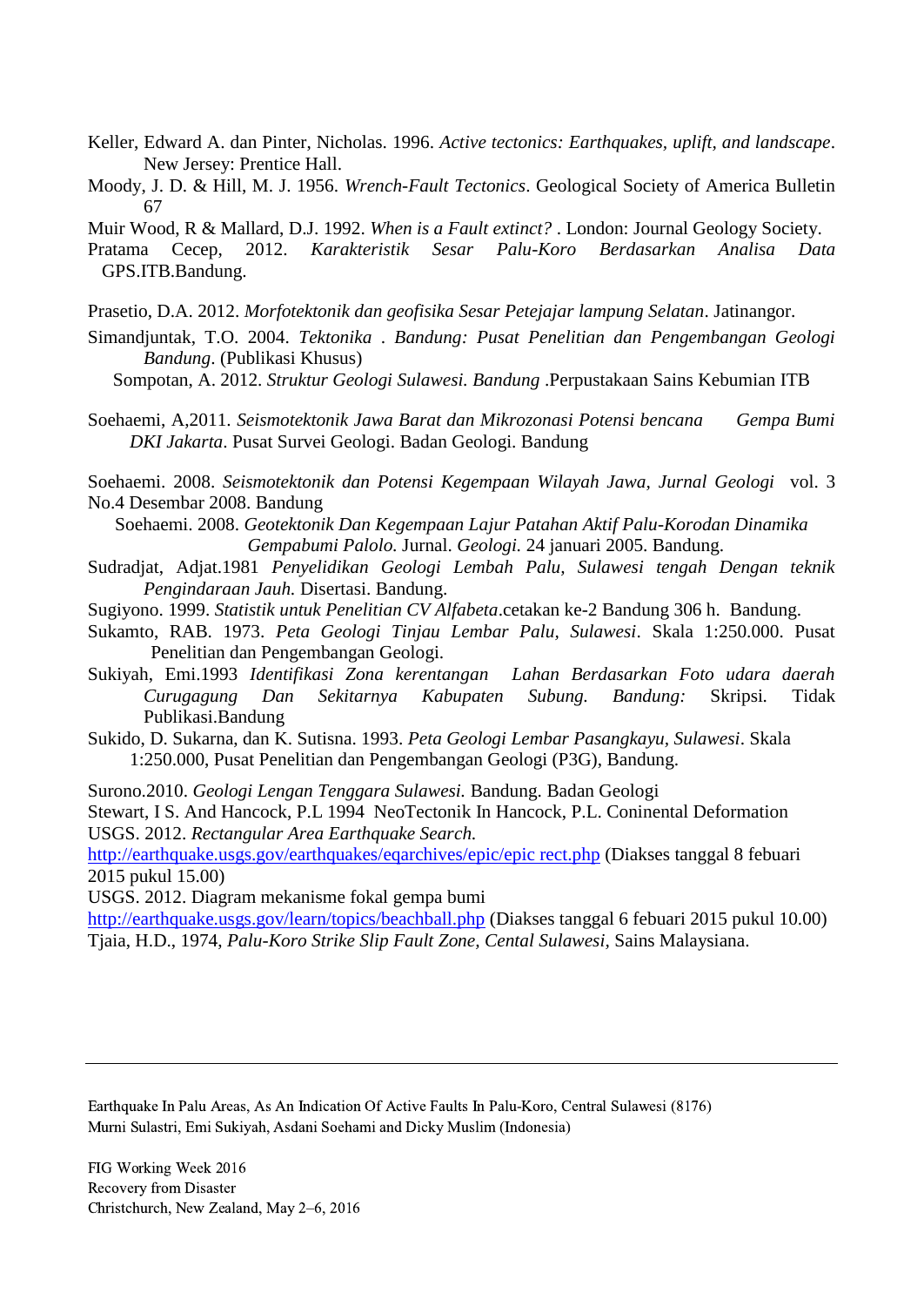Keller, Edward A. dan Pinter, Nicholas. 1996. *Active tectonics: Earthquakes, uplift, and landscape*. New Jersey: Prentice Hall.

Moody, J. D. & Hill, M. J. 1956. *Wrench-Fault Tectonics*. Geological Society of America Bulletin 67

Muir Wood, R & Mallard, D.J. 1992. *When is a Fault extinct?* . London: Journal Geology Society.

Pratama Cecep, 2012. *Karakteristik Sesar Palu-Koro Berdasarkan Analisa Data* GPS.ITB.Bandung.

Prasetio, D.A. 2012. *Morfotektonik dan geofisika Sesar Petejajar lampung Selatan*. Jatinangor.

Simandjuntak, T.O. 2004. *Tektonika . Bandung: Pusat Penelitian dan Pengembangan Geologi Bandung*. (Publikasi Khusus)

Sompotan, A. 2012. *Struktur Geologi Sulawesi. Bandung* .Perpustakaan Sains Kebumian ITB

Soehaemi, A,2011. *Seismotektonik Jawa Barat dan Mikrozonasi Potensi bencana Gempa Bumi DKI Jakarta*. Pusat Survei Geologi. Badan Geologi. Bandung

Soehaemi. 2008. *Seismotektonik dan Potensi Kegempaan Wilayah Jawa, Jurnal Geologi* vol. 3 No.4 Desembar 2008. Bandung

Soehaemi. 2008. *Geotektonik Dan Kegempaan Lajur Patahan Aktif Palu-Korodan Dinamika Gempabumi Palolo.* Jurnal. *Geologi.* 24 januari 2005. Bandung.

Sudradjat, Adjat.1981 *Penyelidikan Geologi Lembah Palu, Sulawesi tengah Dengan teknik Pengindaraan Jauh.* Disertasi. Bandung.

Sugiyono. 1999. *Statistik untuk Penelitian CV Alfabeta*.cetakan ke-2 Bandung 306 h. Bandung.

Sukamto, RAB. 1973. *Peta Geologi Tinjau Lembar Palu, Sulawesi*. Skala 1:250.000. Pusat Penelitian dan Pengembangan Geologi.

Sukiyah, Emi.1993 *Identifikasi Zona kerentangan Lahan Berdasarkan Foto udara daerah Curugagung Dan Sekitarnya Kabupaten Subung. Bandung:* Skripsi. Tidak Publikasi.Bandung

Sukido, D. Sukarna, dan K. Sutisna. 1993. *Peta Geologi Lembar Pasangkayu, Sulawesi*. Skala 1:250.000, Pusat Penelitian dan Pengembangan Geologi (P3G), Bandung.

Surono.2010. *Geologi Lengan Tenggara Sulawesi.* Bandung. Badan Geologi

Stewart, I S. And Hancock, P.L 1994 NeoTectonik In Hancock, P.L. Coninental Deformation

USGS. 2012. *Rectangular Area Earthquake Search.* http://earthquake.usgs.gov/earthquakes/eqarchives/epic/epic rect.php (Diakses tanggal 8 febuari 2015 pukul 15.00)

USGS. 2012. Diagram mekanisme fokal gempa bumi http://earthquake.usgs.gov/learn/topics/beachball.php (Diakses tanggal 6 febuari 2015 pukul 10.00)

Tjaia, H.D., 1974, *Palu-Koro Strike Slip Fault Zone, Cental Sulawesi*, Sains Malaysiana.